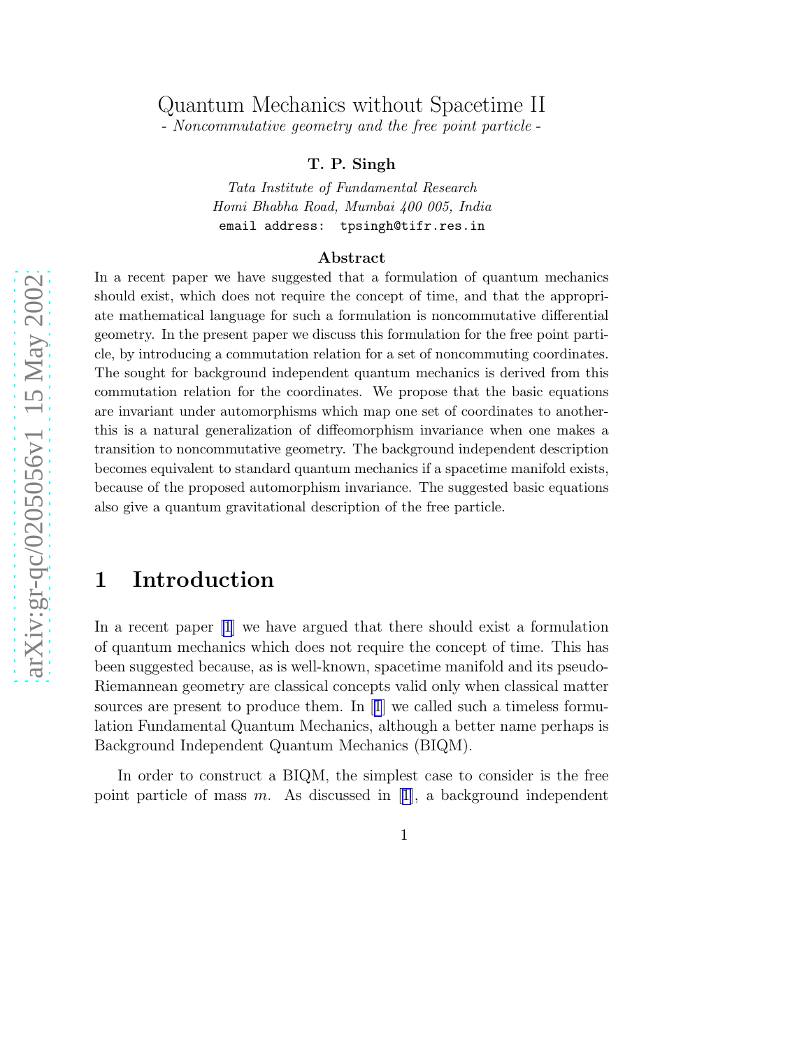# Quantum Mechanics without Spacetime II

*- Noncommutative geometry and the free point particle -*

**T. P. Singh**

*Tata Institute of Fundamental Research*
*Homi Bhabha Road, Mumbai 400 005, India*
email address: tpsingh@tifr.res.in

### Abstract

In a recent paper we have suggested that a formulation of quantum mechanics should exist, which does not require the concept of time, and that the appropriate mathematical language for such a formulation is noncommutative differential geometry. In the present paper we discuss this formulation for the free point particle, by introducing a commutation relation for a set of noncommuting coordinates. The sought for background independent quantum mechanics is derived from this commutation relation for the coordinates. We propose that the basic equations are invariant under automorphisms which map one set of coordinates to another-this is a natural generalization of diffeomorphism invariance when one makes a transition to noncommutative geometry. The background independent description becomes equivalent to standard quantum mechanics if a spacetime manifold exists, because of the proposed automorphism invariance. The suggested basic equations also give a quantum gravitational description of the free particle.

## 1 Introduction

In a recent paper [1] we have argued that there should exist a formulation of quantum mechanics which does not require the concept of time. This has been suggested because, as is well-known, spacetime manifold and its pseudo-Riemannean geometry are classical concepts valid only when classical matter sources are present to produce them. In [1] we called such a timeless formulation Fundamental Quantum Mechanics, although a better name perhaps is Background Independent Quantum Mechanics (BIQM).

In order to construct a BIQM, the simplest case to consider is the free point particle of mass $m$. As discussed in [1], a background independent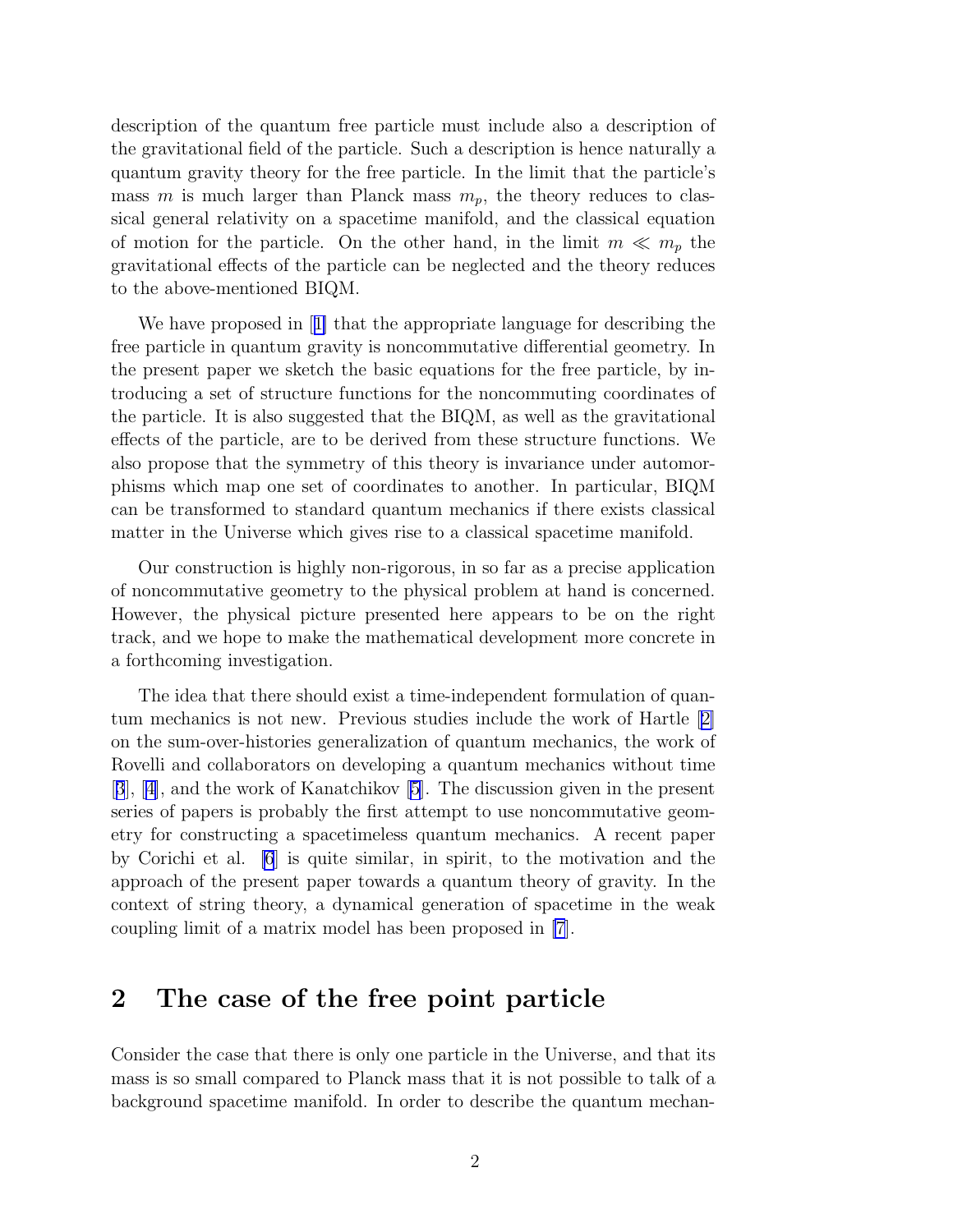description of the quantum free particle must include also a description of the gravitational field of the particle. Such a description is hence naturally a quantum gravity theory for the free particle. In the limit that the particle's mass $m$ is much larger than Planck mass $m_p$, the theory reduces to classical general relativity on a spacetime manifold, and the classical equation of motion for the particle. On the other hand, in the limit $m \ll m_p$ the gravitational effects of the particle can be neglected and the theory reduces to the above-mentioned BIQM.

We have proposed in [1] that the appropriate language for describing the free particle in quantum gravity is noncommutative differential geometry. In the present paper we sketch the basic equations for the free particle, by introducing a set of structure functions for the noncommuting coordinates of the particle. It is also suggested that the BIQM, as well as the gravitational effects of the particle, are to be derived from these structure functions. We also propose that the symmetry of this theory is invariance under automorphisms which map one set of coordinates to another. In particular, BIQM can be transformed to standard quantum mechanics if there exists classical matter in the Universe which gives rise to a classical spacetime manifold.

Our construction is highly non-rigorous, in so far as a precise application of noncommutative geometry to the physical problem at hand is concerned. However, the physical picture presented here appears to be on the right track, and we hope to make the mathematical development more concrete in a forthcoming investigation.

The idea that there should exist a time-independent formulation of quantum mechanics is not new. Previous studies include the work of Hartle [2] on the sum-over-histories generalization of quantum mechanics, the work of Rovelli and collaborators on developing a quantum mechanics without time [3], [4], and the work of Kanatchikov [5]. The discussion given in the present series of papers is probably the first attempt to use noncommutative geometry for constructing a spacetimeless quantum mechanics. A recent paper by Corichi et al. [6] is quite similar, in spirit, to the motivation and the approach of the present paper towards a quantum theory of gravity. In the context of string theory, a dynamical generation of spacetime in the weak coupling limit of a matrix model has been proposed in [7].

## 2 The case of the free point particle

Consider the case that there is only one particle in the Universe, and that its mass is so small compared to Planck mass that it is not possible to talk of a background spacetime manifold. In order to describe the quantum mechan-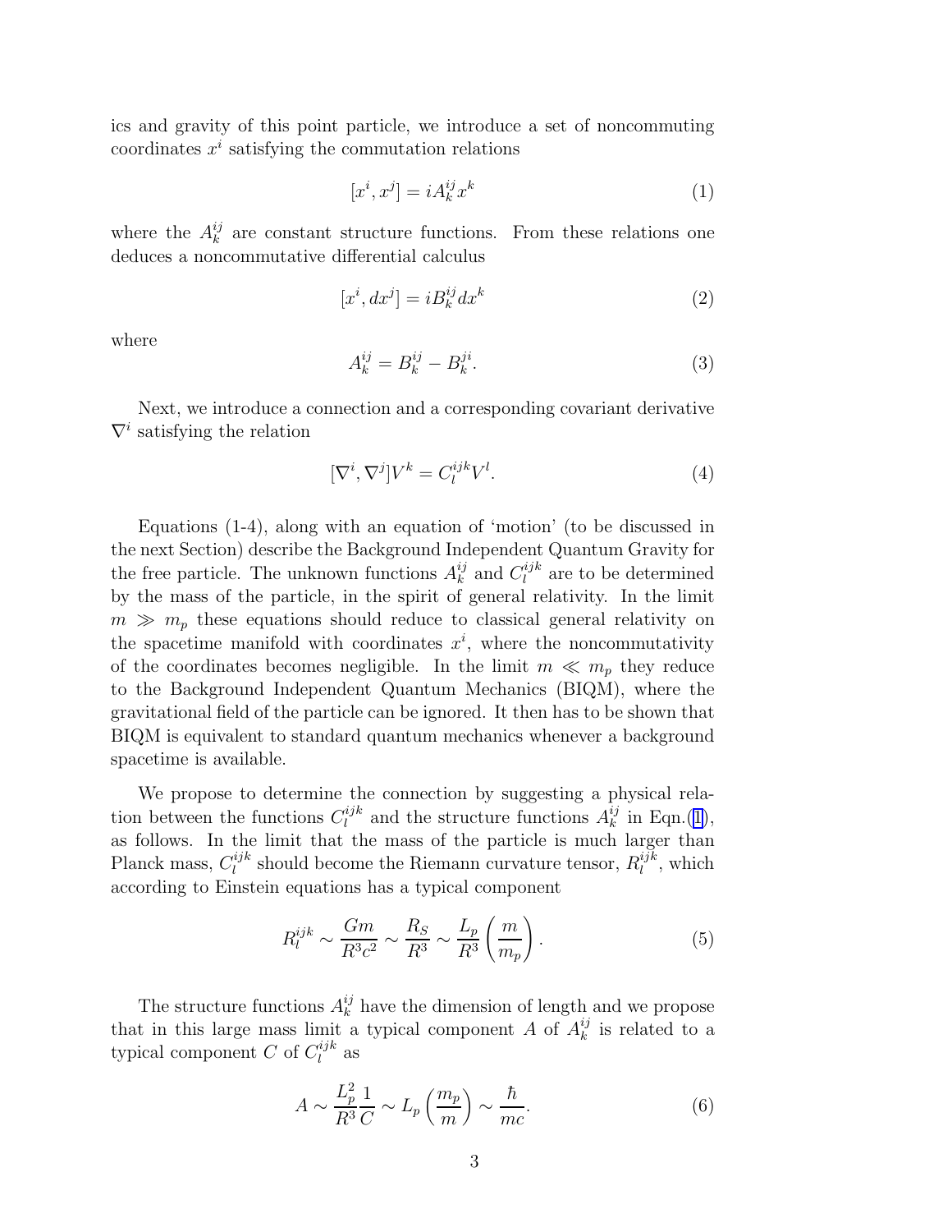ics and gravity of this point particle, we introduce a set of noncommuting coordinates $x^i$ satisfying the commutation relations

$$[x^i, x^j] = iA_k^{ij} x^k \tag{1}$$

where the $A_k^{ij}$ are constant structure functions. From these relations one deduces a noncommutative differential calculus

$$[x^i, dx^j] = iB_k^{ij} dx^k \tag{2}$$

where

$$A_k^{ij} = B_k^{ij} - B_k^{ji}. \tag{3}$$

Next, we introduce a connection and a corresponding covariant derivative $\nabla^i$ satisfying the relation

$$[\nabla^i, \nabla^j] V^k = C_l^{ijk} V^l. \tag{4}$$

Equations (1-4), along with an equation of 'motion' (to be discussed in the next Section) describe the Background Independent Quantum Gravity for the free particle. The unknown functions $A_k^{ij}$ and $C_l^{ijk}$ are to be determined by the mass of the particle, in the spirit of general relativity. In the limit $m \gg m_p$ these equations should reduce to classical general relativity on the spacetime manifold with coordinates $x^i$, where the noncommutativity of the coordinates becomes negligible. In the limit $m \ll m_p$ they reduce to the Background Independent Quantum Mechanics (BIQM), where the gravitational field of the particle can be ignored. It then has to be shown that BIQM is equivalent to standard quantum mechanics whenever a background spacetime is available.

We propose to determine the connection by suggesting a physical relation between the functions $C_l^{ijk}$ and the structure functions $A_k^{ij}$ in Eqn.(1), as follows. In the limit that the mass of the particle is much larger than Planck mass, $C_l^{ijk}$ should become the Riemann curvature tensor, $R_l^{ijk}$, which according to Einstein equations has a typical component

$$R_l^{ijk} \sim \frac{Gm}{R^3 c^2} \sim \frac{R_S}{R^3} \sim \frac{L_p}{R^3}\left(\frac{m}{m_p}\right). \tag{5}$$

The structure functions $A_k^{ij}$ have the dimension of length and we propose that in this large mass limit a typical component $A$ of $A_k^{ij}$ is related to a typical component $C$ of $C_l^{ijk}$ as

$$A \sim \frac{L_p^2}{R^3}\frac{1}{C} \sim L_p\left(\frac{m_p}{m}\right) \sim \frac{\hbar}{mc}. \tag{6}$$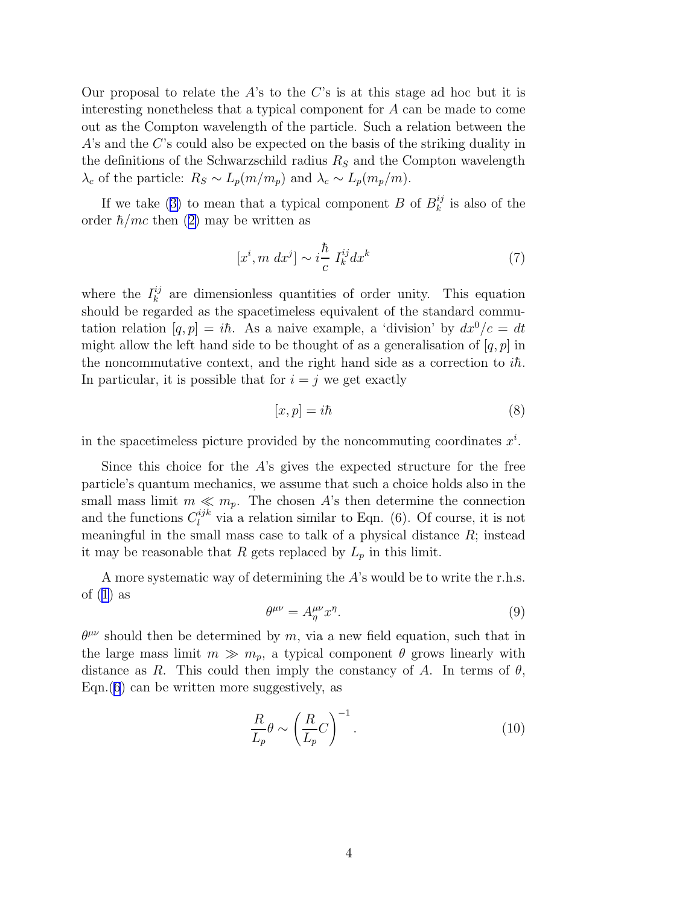Our proposal to relate the $A$'s to the $C$'s is at this stage ad hoc but it is interesting nonetheless that a typical component for $A$ can be made to come out as the Compton wavelength of the particle. Such a relation between the $A$'s and the $C$'s could also be expected on the basis of the striking duality in the definitions of the Schwarzschild radius $R_S$ and the Compton wavelength $\lambda_c$ of the particle: $R_S \sim L_p(m/m_p)$ and $\lambda_c \sim L_p(m_p/m)$.

If we take (3) to mean that a typical component $B$ of $B_k^{ij}$ is also of the order $\hbar/mc$ then (2) may be written as

$$[x^i, m\ dx^j] \sim i\frac{\hbar}{c}\ I_k^{ij} dx^k \tag{7}$$

where the $I_k^{ij}$ are dimensionless quantities of order unity. This equation should be regarded as the spacetimeless equivalent of the standard commutation relation $[q,p] = i\hbar$. As a naive example, a 'division' by $dx^0/c = dt$ might allow the left hand side to be thought of as a generalisation of $[q,p]$ in the noncommutative context, and the right hand side as a correction to $i\hbar$. In particular, it is possible that for $i = j$ we get exactly

$$[x, p] = i\hbar \tag{8}$$

in the spacetimeless picture provided by the noncommuting coordinates $x^i$.

Since this choice for the $A$'s gives the expected structure for the free particle's quantum mechanics, we assume that such a choice holds also in the small mass limit $m \ll m_p$. The chosen $A$'s then determine the connection and the functions $C_l^{ijk}$ via a relation similar to Eqn. (6). Of course, it is not meaningful in the small mass case to talk of a physical distance $R$; instead it may be reasonable that $R$ gets replaced by $L_p$ in this limit.

A more systematic way of determining the $A$'s would be to write the r.h.s. of (1) as

$$\theta^{\mu\nu} = A_\eta^{\mu\nu} x^\eta. \tag{9}$$

$\theta^{\mu\nu}$ should then be determined by $m$, via a new field equation, such that in the large mass limit $m \gg m_p$, a typical component $\theta$ grows linearly with distance as $R$. This could then imply the constancy of $A$. In terms of $\theta$, Eqn.(6) can be written more suggestively, as

$$\frac{R}{L_p}\theta \sim \left(\frac{R}{L_p}C\right)^{-1}. \tag{10}$$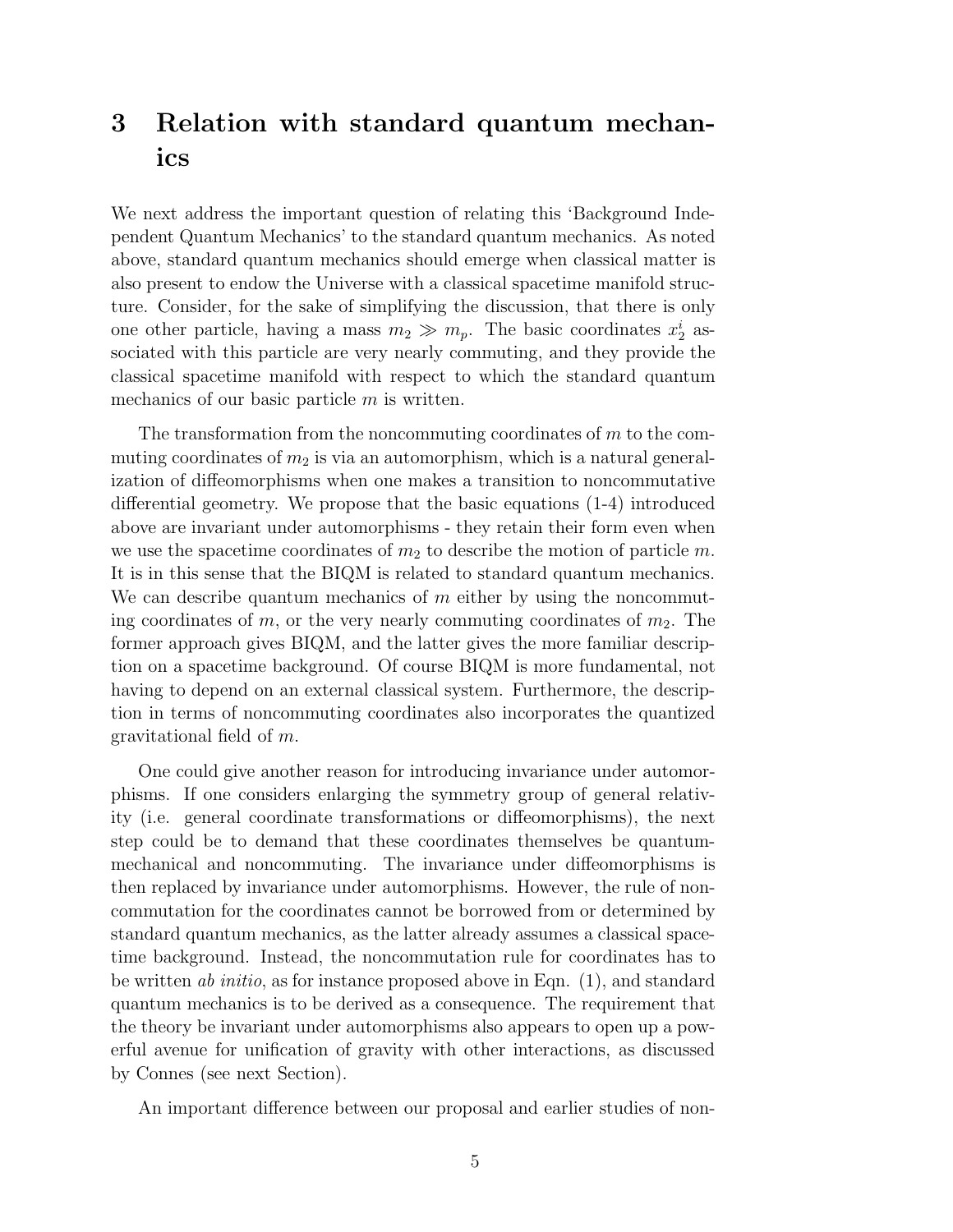# 3 Relation with standard quantum mechanics

We next address the important question of relating this 'Background Independent Quantum Mechanics' to the standard quantum mechanics. As noted above, standard quantum mechanics should emerge when classical matter is also present to endow the Universe with a classical spacetime manifold structure. Consider, for the sake of simplifying the discussion, that there is only one other particle, having a mass $m_2 \gg m_p$. The basic coordinates $x_2^i$ associated with this particle are very nearly commuting, and they provide the classical spacetime manifold with respect to which the standard quantum mechanics of our basic particle $m$ is written.

The transformation from the noncommuting coordinates of $m$ to the commuting coordinates of $m_2$ is via an automorphism, which is a natural generalization of diffeomorphisms when one makes a transition to noncommutative differential geometry. We propose that the basic equations (1-4) introduced above are invariant under automorphisms - they retain their form even when we use the spacetime coordinates of $m_2$ to describe the motion of particle $m$. It is in this sense that the BIQM is related to standard quantum mechanics. We can describe quantum mechanics of $m$ either by using the noncommuting coordinates of $m$, or the very nearly commuting coordinates of $m_2$. The former approach gives BIQM, and the latter gives the more familiar description on a spacetime background. Of course BIQM is more fundamental, not having to depend on an external classical system. Furthermore, the description in terms of noncommuting coordinates also incorporates the quantized gravitational field of $m$.

One could give another reason for introducing invariance under automorphisms. If one considers enlarging the symmetry group of general relativity (i.e. general coordinate transformations or diffeomorphisms), the next step could be to demand that these coordinates themselves be quantum-mechanical and noncommuting. The invariance under diffeomorphisms is then replaced by invariance under automorphisms. However, the rule of noncommutation for the coordinates cannot be borrowed from or determined by standard quantum mechanics, as the latter already assumes a classical spacetime background. Instead, the noncommutation rule for coordinates has to be written *ab initio*, as for instance proposed above in Eqn. (1), and standard quantum mechanics is to be derived as a consequence. The requirement that the theory be invariant under automorphisms also appears to open up a powerful avenue for unification of gravity with other interactions, as discussed by Connes (see next Section).

An important difference between our proposal and earlier studies of non-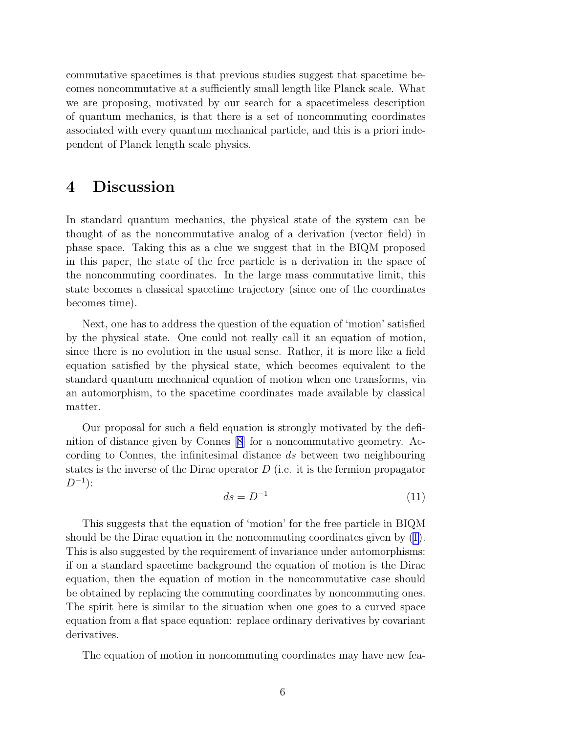commutative spacetimes is that previous studies suggest that spacetime becomes noncommutative at a sufficiently small length like Planck scale. What we are proposing, motivated by our search for a spacetimeless description of quantum mechanics, is that there is a set of noncommuting coordinates associated with every quantum mechanical particle, and this is a priori independent of Planck length scale physics.

## 4 Discussion

In standard quantum mechanics, the physical state of the system can be thought of as the noncommutative analog of a derivation (vector field) in phase space. Taking this as a clue we suggest that in the BIQM proposed in this paper, the state of the free particle is a derivation in the space of the noncommuting coordinates. In the large mass commutative limit, this state becomes a classical spacetime trajectory (since one of the coordinates becomes time).

Next, one has to address the question of the equation of 'motion' satisfied by the physical state. One could not really call it an equation of motion, since there is no evolution in the usual sense. Rather, it is more like a field equation satisfied by the physical state, which becomes equivalent to the standard quantum mechanical equation of motion when one transforms, via an automorphism, to the spacetime coordinates made available by classical matter.

Our proposal for such a field equation is strongly motivated by the definition of distance given by Connes [8] for a noncommutative geometry. According to Connes, the infinitesimal distance $ds$ between two neighbouring states is the inverse of the Dirac operator $D$ (i.e. it is the fermion propagator $D^{-1}$):

$$ds = D^{-1} \tag{11}$$

This suggests that the equation of 'motion' for the free particle in BIQM should be the Dirac equation in the noncommuting coordinates given by (1). This is also suggested by the requirement of invariance under automorphisms: if on a standard spacetime background the equation of motion is the Dirac equation, then the equation of motion in the noncommutative case should be obtained by replacing the commuting coordinates by noncommuting ones. The spirit here is similar to the situation when one goes to a curved space equation from a flat space equation: replace ordinary derivatives by covariant derivatives.

The equation of motion in noncommuting coordinates may have new fea-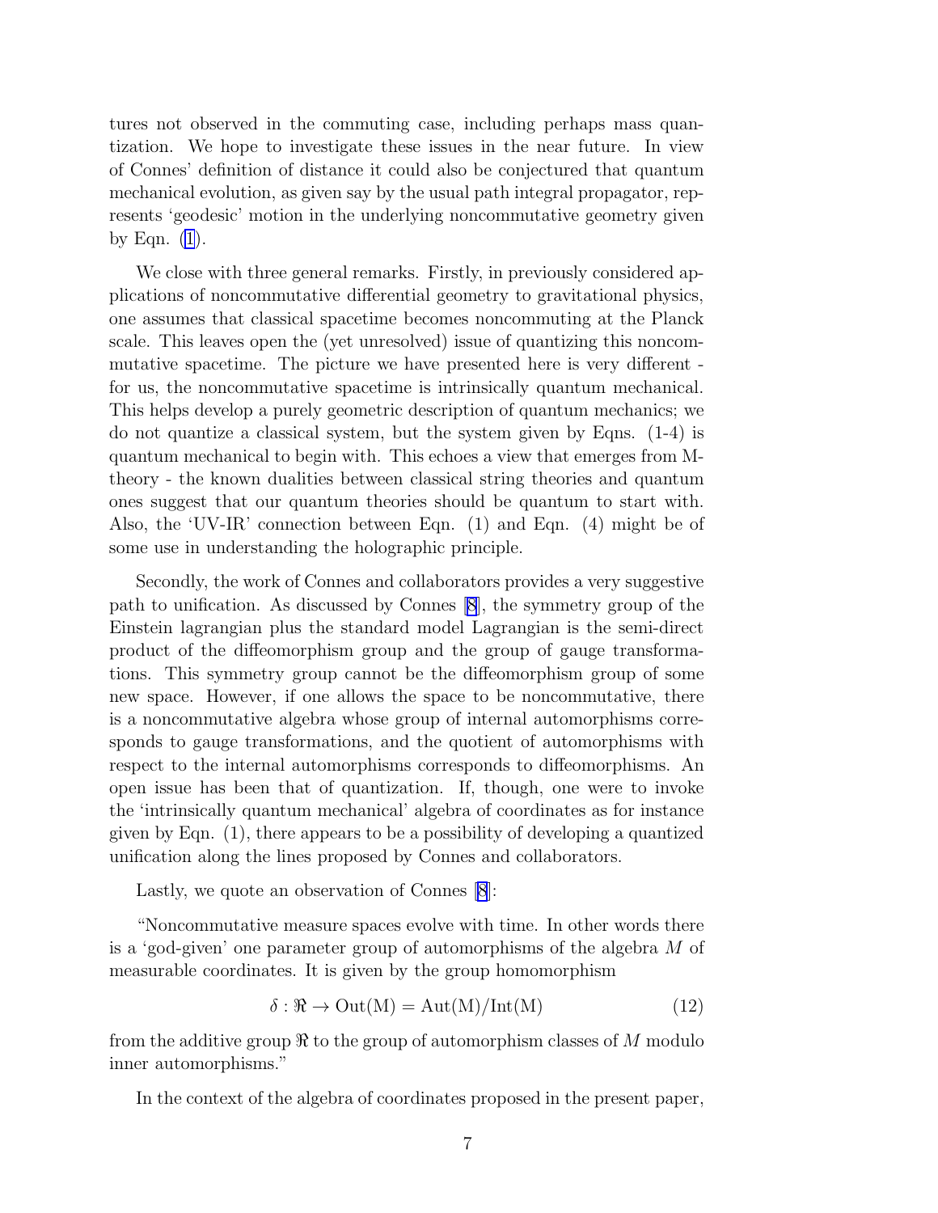tures not observed in the commuting case, including perhaps mass quantization. We hope to investigate these issues in the near future. In view of Connes' definition of distance it could also be conjectured that quantum mechanical evolution, as given say by the usual path integral propagator, represents 'geodesic' motion in the underlying noncommutative geometry given by Eqn. (1).

We close with three general remarks. Firstly, in previously considered applications of noncommutative differential geometry to gravitational physics, one assumes that classical spacetime becomes noncommuting at the Planck scale. This leaves open the (yet unresolved) issue of quantizing this noncommutative spacetime. The picture we have presented here is very different - for us, the noncommutative spacetime is intrinsically quantum mechanical. This helps develop a purely geometric description of quantum mechanics; we do not quantize a classical system, but the system given by Eqns. (1-4) is quantum mechanical to begin with. This echoes a view that emerges from M-theory - the known dualities between classical string theories and quantum ones suggest that our quantum theories should be quantum to start with. Also, the 'UV-IR' connection between Eqn. (1) and Eqn. (4) might be of some use in understanding the holographic principle.

Secondly, the work of Connes and collaborators provides a very suggestive path to unification. As discussed by Connes [8], the symmetry group of the Einstein lagrangian plus the standard model Lagrangian is the semi-direct product of the diffeomorphism group and the group of gauge transformations. This symmetry group cannot be the diffeomorphism group of some new space. However, if one allows the space to be noncommutative, there is a noncommutative algebra whose group of internal automorphisms corresponds to gauge transformations, and the quotient of automorphisms with respect to the internal automorphisms corresponds to diffeomorphisms. An open issue has been that of quantization. If, though, one were to invoke the 'intrinsically quantum mechanical' algebra of coordinates as for instance given by Eqn. (1), there appears to be a possibility of developing a quantized unification along the lines proposed by Connes and collaborators.

Lastly, we quote an observation of Connes [8]:

"Noncommutative measure spaces evolve with time. In other words there is a 'god-given' one parameter group of automorphisms of the algebra $M$ of measurable coordinates. It is given by the group homomorphism

$$\delta : \Re \rightarrow \mathrm{Out(M)} = \mathrm{Aut(M)/Int(M)} \tag{12}$$

from the additive group $\Re$ to the group of automorphism classes of $M$ modulo inner automorphisms."

In the context of the algebra of coordinates proposed in the present paper,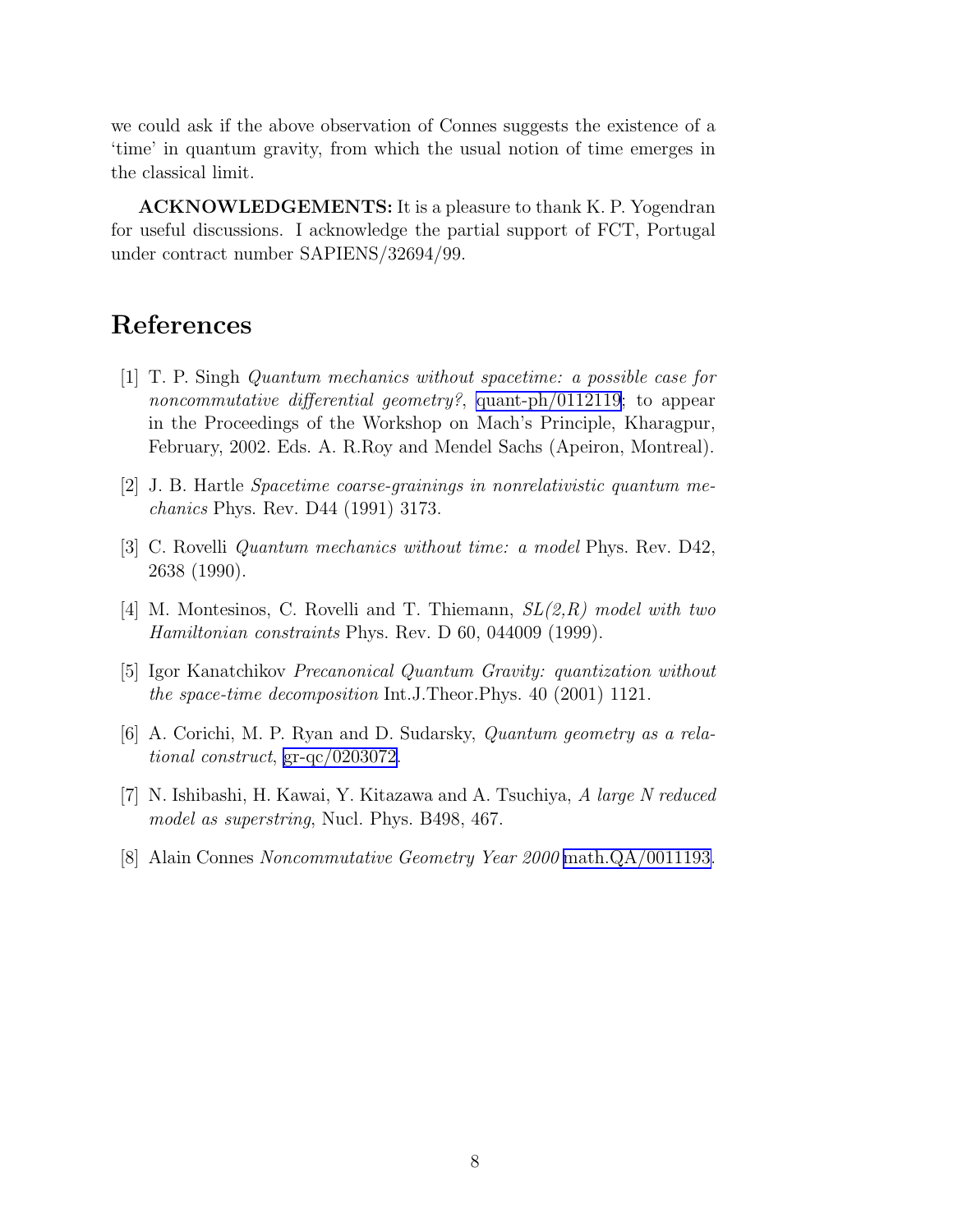we could ask if the above observation of Connes suggests the existence of a 'time' in quantum gravity, from which the usual notion of time emerges in the classical limit.

**ACKNOWLEDGEMENTS:** It is a pleasure to thank K. P. Yogendran for useful discussions. I acknowledge the partial support of FCT, Portugal under contract number SAPIENS/32694/99.

# References

[1] T. P. Singh *Quantum mechanics without spacetime: a possible case for noncommutative differential geometry?*, quant-ph/0112119; to appear in the Proceedings of the Workshop on Mach's Principle, Kharagpur, February, 2002. Eds. A. R.Roy and Mendel Sachs (Apeiron, Montreal).

[2] J. B. Hartle *Spacetime coarse-grainings in nonrelativistic quantum mechanics* Phys. Rev. D44 (1991) 3173.

[3] C. Rovelli *Quantum mechanics without time: a model* Phys. Rev. D42, 2638 (1990).

[4] M. Montesinos, C. Rovelli and T. Thiemann, *SL(2,R) model with two Hamiltonian constraints* Phys. Rev. D 60, 044009 (1999).

[5] Igor Kanatchikov *Precanonical Quantum Gravity: quantization without the space-time decomposition* Int.J.Theor.Phys. 40 (2001) 1121.

[6] A. Corichi, M. P. Ryan and D. Sudarsky, *Quantum geometry as a relational construct*, gr-qc/0203072.

[7] N. Ishibashi, H. Kawai, Y. Kitazawa and A. Tsuchiya, *A large N reduced model as superstring*, Nucl. Phys. B498, 467.

[8] Alain Connes *Noncommutative Geometry Year 2000* math.QA/0011193.